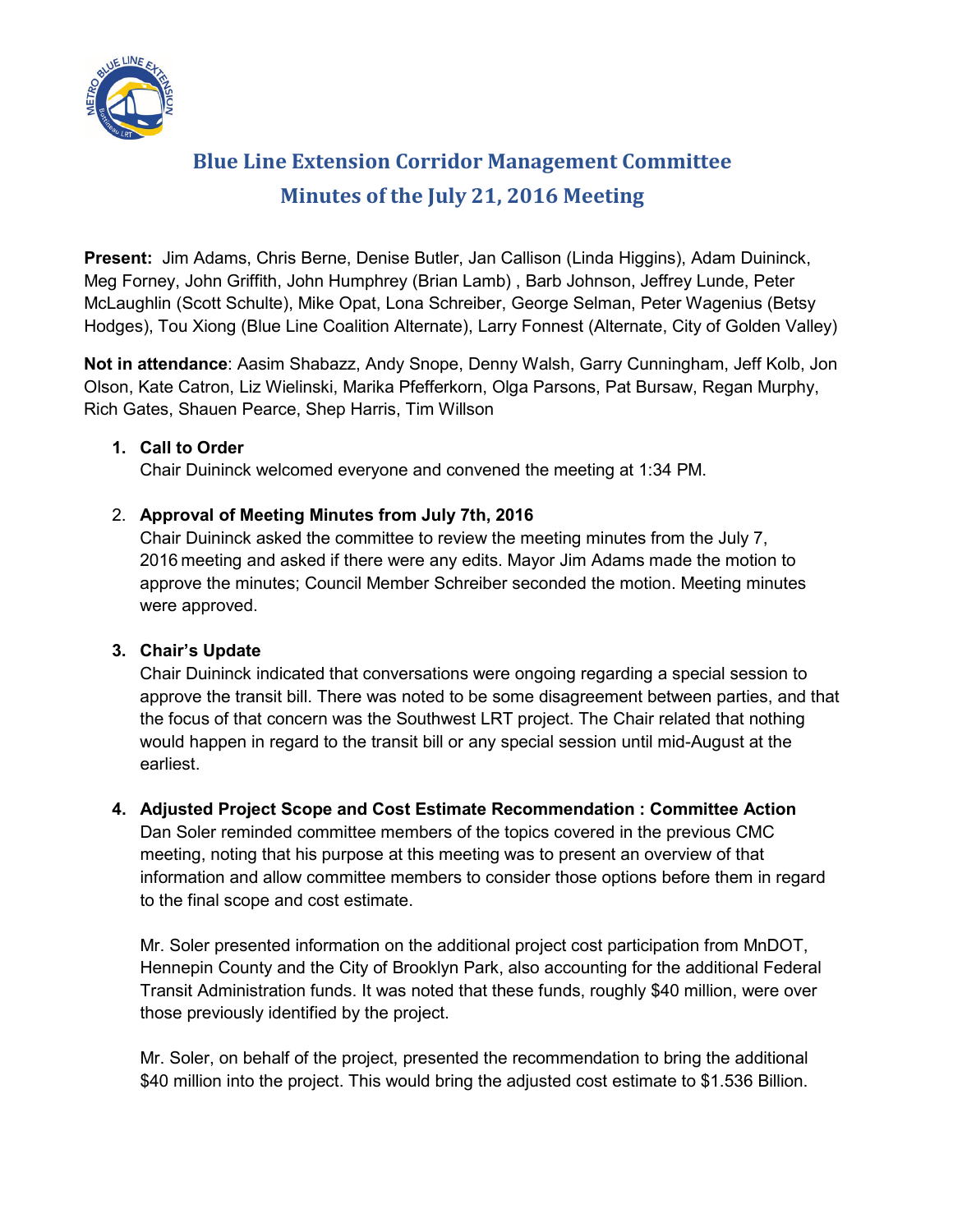# Blue Line Extension Corridor Management Committee
## Minutes of the July 21, 2016 Meeting

**Present:** Jim Adams, Chris Berne, Denise Butler, Jan Callison (Linda Higgins), Adam Duininck, Meg Forney, John Griffith, John Humphrey (Brian Lamb) , Barb Johnson, Jeffrey Lunde, Peter McLaughlin (Scott Schulte), Mike Opat, Lona Schreiber, George Selman, Peter Wagenius (Betsy Hodges), Tou Xiong (Blue Line Coalition Alternate), Larry Fonnest (Alternate, City of Golden Valley)

**Not in attendance**: Aasim Shabazz, Andy Snope, Denny Walsh, Garry Cunningham, Jeff Kolb, Jon Olson, Kate Catron, Liz Wielinski, Marika Pfefferkorn, Olga Parsons, Pat Bursaw, Regan Murphy, Rich Gates, Shauen Pearce, Shep Harris, Tim Willson

1. **Call to Order**
   Chair Duininck welcomed everyone and convened the meeting at 1:34 PM.

2. **Approval of Meeting Minutes from July 7th, 2016**
   Chair Duininck asked the committee to review the meeting minutes from the July 7, 2016 meeting and asked if there were any edits. Mayor Jim Adams made the motion to approve the minutes; Council Member Schreiber seconded the motion. Meeting minutes were approved.

3. **Chair's Update**
   Chair Duininck indicated that conversations were ongoing regarding a special session to approve the transit bill. There was noted to be some disagreement between parties, and that the focus of that concern was the Southwest LRT project. The Chair related that nothing would happen in regard to the transit bill or any special session until mid-August at the earliest.

4. **Adjusted Project Scope and Cost Estimate Recommendation : Committee Action**
   Dan Soler reminded committee members of the topics covered in the previous CMC meeting, noting that his purpose at this meeting was to present an overview of that information and allow committee members to consider those options before them in regard to the final scope and cost estimate.

   Mr. Soler presented information on the additional project cost participation from MnDOT, Hennepin County and the City of Brooklyn Park, also accounting for the additional Federal Transit Administration funds. It was noted that these funds, roughly $40 million, were over those previously identified by the project.

   Mr. Soler, on behalf of the project, presented the recommendation to bring the additional $40 million into the project. This would bring the adjusted cost estimate to $1.536 Billion.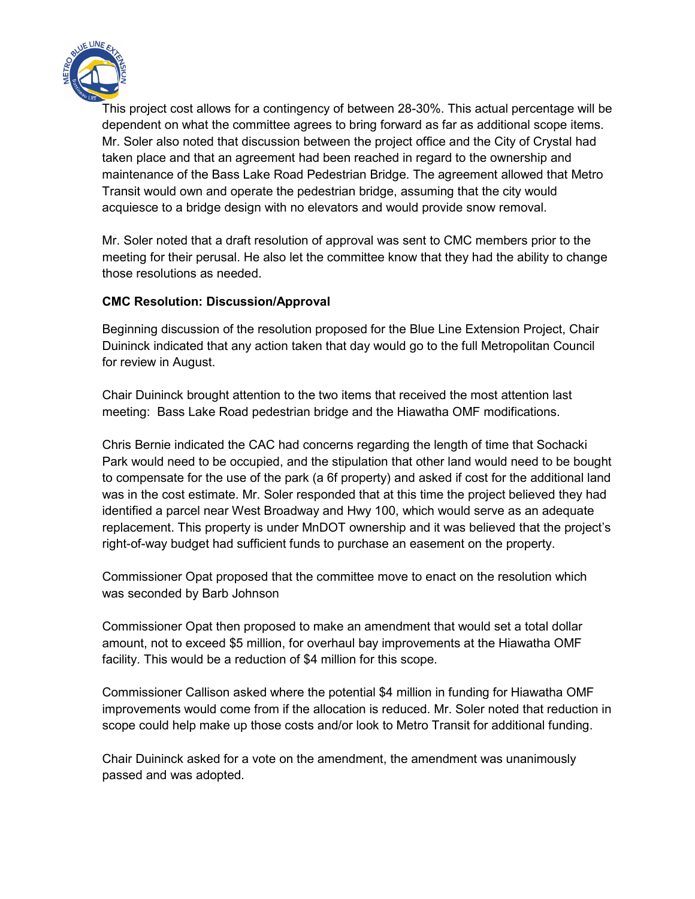This project cost allows for a contingency of between 28-30%. This actual percentage will be dependent on what the committee agrees to bring forward as far as additional scope items. Mr. Soler also noted that discussion between the project office and the City of Crystal had taken place and that an agreement had been reached in regard to the ownership and maintenance of the Bass Lake Road Pedestrian Bridge. The agreement allowed that Metro Transit would own and operate the pedestrian bridge, assuming that the city would acquiesce to a bridge design with no elevators and would provide snow removal.

Mr. Soler noted that a draft resolution of approval was sent to CMC members prior to the meeting for their perusal. He also let the committee know that they had the ability to change those resolutions as needed.

**CMC Resolution: Discussion/Approval**

Beginning discussion of the resolution proposed for the Blue Line Extension Project, Chair Duininck indicated that any action taken that day would go to the full Metropolitan Council for review in August.

Chair Duininck brought attention to the two items that received the most attention last meeting: Bass Lake Road pedestrian bridge and the Hiawatha OMF modifications.

Chris Bernie indicated the CAC had concerns regarding the length of time that Sochacki Park would need to be occupied, and the stipulation that other land would need to be bought to compensate for the use of the park (a 6f property) and asked if cost for the additional land was in the cost estimate. Mr. Soler responded that at this time the project believed they had identified a parcel near West Broadway and Hwy 100, which would serve as an adequate replacement. This property is under MnDOT ownership and it was believed that the project's right-of-way budget had sufficient funds to purchase an easement on the property.

Commissioner Opat proposed that the committee move to enact on the resolution which was seconded by Barb Johnson

Commissioner Opat then proposed to make an amendment that would set a total dollar amount, not to exceed $5 million, for overhaul bay improvements at the Hiawatha OMF facility. This would be a reduction of $4 million for this scope.

Commissioner Callison asked where the potential $4 million in funding for Hiawatha OMF improvements would come from if the allocation is reduced. Mr. Soler noted that reduction in scope could help make up those costs and/or look to Metro Transit for additional funding.

Chair Duininck asked for a vote on the amendment, the amendment was unanimously passed and was adopted.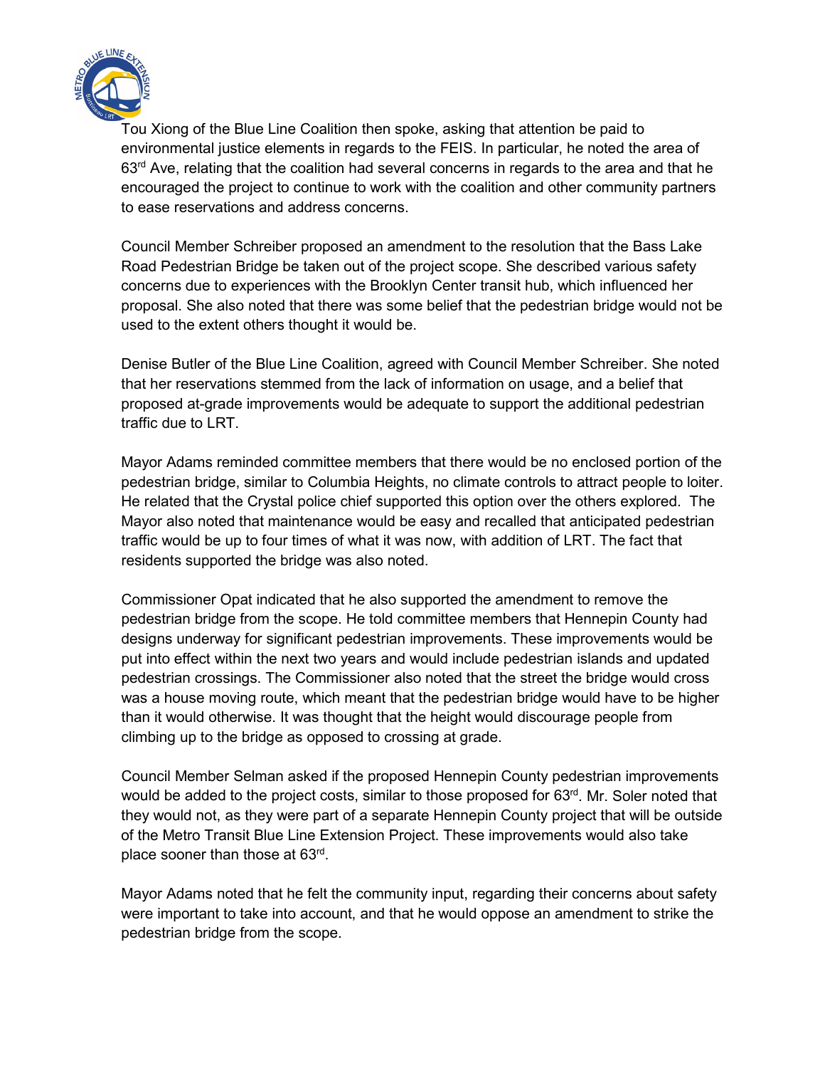Tou Xiong of the Blue Line Coalition then spoke, asking that attention be paid to environmental justice elements in regards to the FEIS. In particular, he noted the area of 63rd Ave, relating that the coalition had several concerns in regards to the area and that he encouraged the project to continue to work with the coalition and other community partners to ease reservations and address concerns.

Council Member Schreiber proposed an amendment to the resolution that the Bass Lake Road Pedestrian Bridge be taken out of the project scope. She described various safety concerns due to experiences with the Brooklyn Center transit hub, which influenced her proposal. She also noted that there was some belief that the pedestrian bridge would not be used to the extent others thought it would be.

Denise Butler of the Blue Line Coalition, agreed with Council Member Schreiber. She noted that her reservations stemmed from the lack of information on usage, and a belief that proposed at-grade improvements would be adequate to support the additional pedestrian traffic due to LRT.

Mayor Adams reminded committee members that there would be no enclosed portion of the pedestrian bridge, similar to Columbia Heights, no climate controls to attract people to loiter. He related that the Crystal police chief supported this option over the others explored. The Mayor also noted that maintenance would be easy and recalled that anticipated pedestrian traffic would be up to four times of what it was now, with addition of LRT. The fact that residents supported the bridge was also noted.

Commissioner Opat indicated that he also supported the amendment to remove the pedestrian bridge from the scope. He told committee members that Hennepin County had designs underway for significant pedestrian improvements. These improvements would be put into effect within the next two years and would include pedestrian islands and updated pedestrian crossings. The Commissioner also noted that the street the bridge would cross was a house moving route, which meant that the pedestrian bridge would have to be higher than it would otherwise. It was thought that the height would discourage people from climbing up to the bridge as opposed to crossing at grade.

Council Member Selman asked if the proposed Hennepin County pedestrian improvements would be added to the project costs, similar to those proposed for 63rd. Mr. Soler noted that they would not, as they were part of a separate Hennepin County project that will be outside of the Metro Transit Blue Line Extension Project. These improvements would also take place sooner than those at 63rd.

Mayor Adams noted that he felt the community input, regarding their concerns about safety were important to take into account, and that he would oppose an amendment to strike the pedestrian bridge from the scope.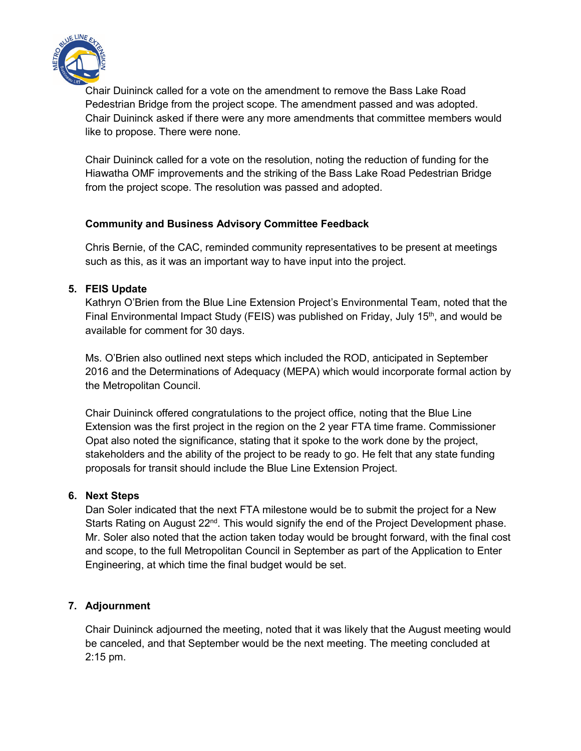Chair Duininck called for a vote on the amendment to remove the Bass Lake Road Pedestrian Bridge from the project scope. The amendment passed and was adopted. Chair Duininck asked if there were any more amendments that committee members would like to propose. There were none.

Chair Duininck called for a vote on the resolution, noting the reduction of funding for the Hiawatha OMF improvements and the striking of the Bass Lake Road Pedestrian Bridge from the project scope. The resolution was passed and adopted.

**Community and Business Advisory Committee Feedback**

Chris Bernie, of the CAC, reminded community representatives to be present at meetings such as this, as it was an important way to have input into the project.

## 5. FEIS Update

Kathryn O'Brien from the Blue Line Extension Project's Environmental Team, noted that the Final Environmental Impact Study (FEIS) was published on Friday, July 15th, and would be available for comment for 30 days.

Ms. O'Brien also outlined next steps which included the ROD, anticipated in September 2016 and the Determinations of Adequacy (MEPA) which would incorporate formal action by the Metropolitan Council.

Chair Duininck offered congratulations to the project office, noting that the Blue Line Extension was the first project in the region on the 2 year FTA time frame. Commissioner Opat also noted the significance, stating that it spoke to the work done by the project, stakeholders and the ability of the project to be ready to go. He felt that any state funding proposals for transit should include the Blue Line Extension Project.

## 6. Next Steps

Dan Soler indicated that the next FTA milestone would be to submit the project for a New Starts Rating on August 22nd. This would signify the end of the Project Development phase. Mr. Soler also noted that the action taken today would be brought forward, with the final cost and scope, to the full Metropolitan Council in September as part of the Application to Enter Engineering, at which time the final budget would be set.

## 7. Adjournment

Chair Duininck adjourned the meeting, noted that it was likely that the August meeting would be canceled, and that September would be the next meeting. The meeting concluded at 2:15 pm.